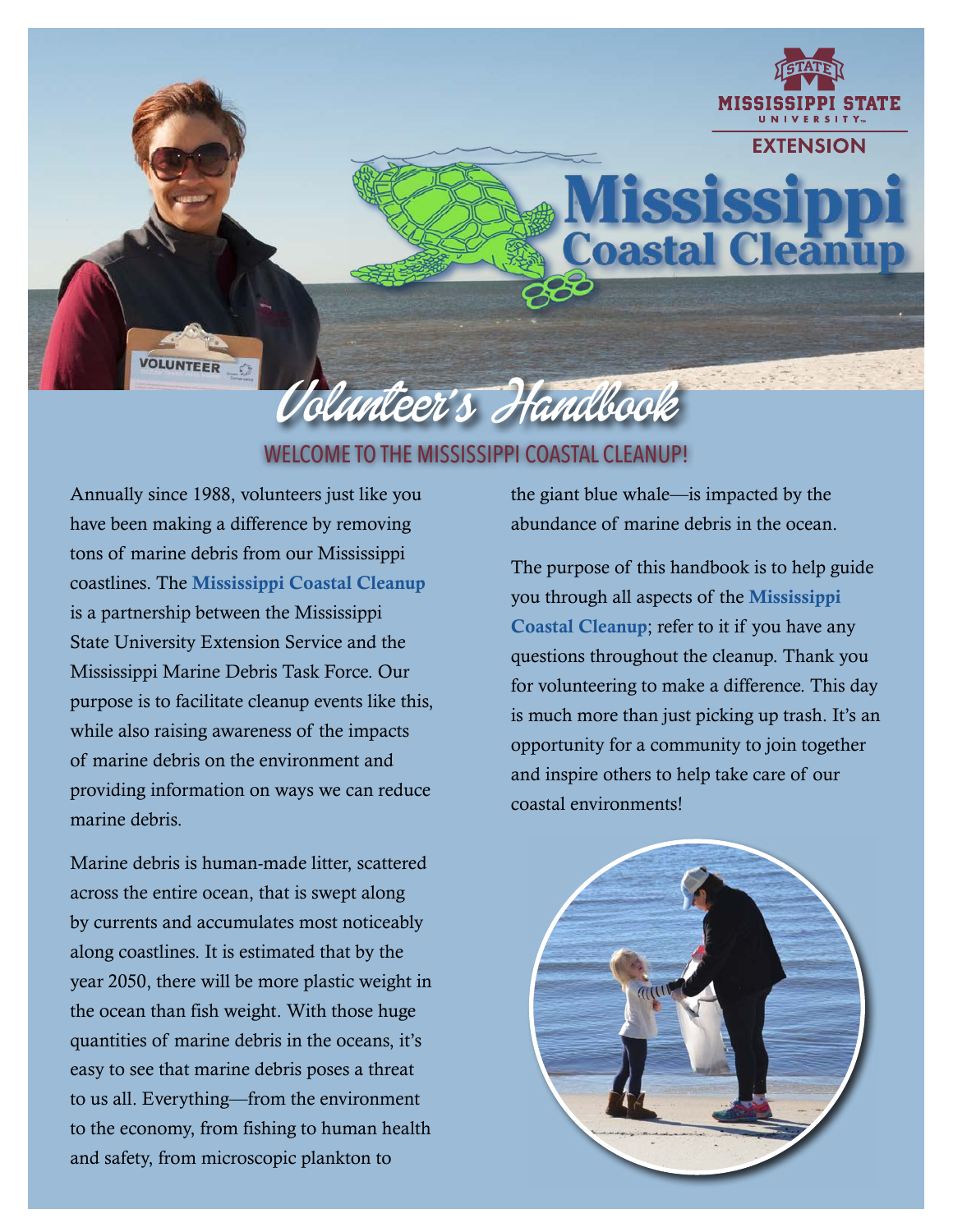MISSISSIPPI STATE UNIVERSITY EXTENSION

# Mississippi Coastal Cleanup

## Volunteer's Handbook

### WELCOME TO THE MISSISSIPPI COASTAL CLEANUP!

Annually since 1988, volunteers just like you have been making a difference by removing tons of marine debris from our Mississippi coastlines. The **Mississippi Coastal Cleanup** is a partnership between the Mississippi State University Extension Service and the Mississippi Marine Debris Task Force. Our purpose is to facilitate cleanup events like this, while also raising awareness of the impacts of marine debris on the environment and providing information on ways we can reduce marine debris.

Marine debris is human-made litter, scattered across the entire ocean, that is swept along by currents and accumulates most noticeably along coastlines. It is estimated that by the year 2050, there will be more plastic weight in the ocean than fish weight. With those huge quantities of marine debris in the oceans, it's easy to see that marine debris poses a threat to us all. Everything—from the environment to the economy, from fishing to human health and safety, from microscopic plankton to the giant blue whale—is impacted by the abundance of marine debris in the ocean.

The purpose of this handbook is to help guide you through all aspects of the **Mississippi Coastal Cleanup**; refer to it if you have any questions throughout the cleanup. Thank you for volunteering to make a difference. This day is much more than just picking up trash. It's an opportunity for a community to join together and inspire others to help take care of our coastal environments!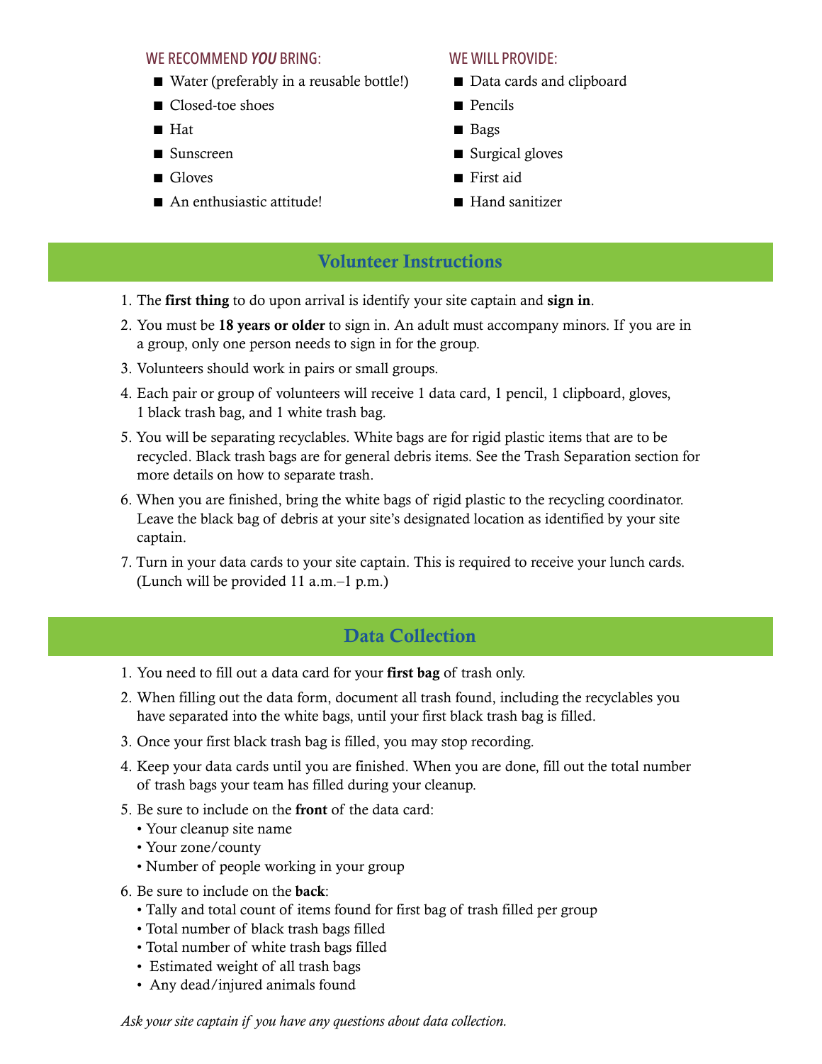### WE RECOMMEND *YOU* BRING:

- Water (preferably in a reusable bottle!)
- Closed-toe shoes
- Hat
- Sunscreen
- Gloves
- An enthusiastic attitude!

### WE WILL PROVIDE:

- Data cards and clipboard
- Pencils
- Bags
- Surgical gloves
- First aid
- Hand sanitizer

## Volunteer Instructions

1. The **first thing** to do upon arrival is identify your site captain and **sign in**.
2. You must be **18 years or older** to sign in. An adult must accompany minors. If you are in a group, only one person needs to sign in for the group.
3. Volunteers should work in pairs or small groups.
4. Each pair or group of volunteers will receive 1 data card, 1 pencil, 1 clipboard, gloves, 1 black trash bag, and 1 white trash bag.
5. You will be separating recyclables. White bags are for rigid plastic items that are to be recycled. Black trash bags are for general debris items. See the Trash Separation section for more details on how to separate trash.
6. When you are finished, bring the white bags of rigid plastic to the recycling coordinator. Leave the black bag of debris at your site's designated location as identified by your site captain.
7. Turn in your data cards to your site captain. This is required to receive your lunch cards. (Lunch will be provided 11 a.m.–1 p.m.)

## Data Collection

1. You need to fill out a data card for your **first bag** of trash only.
2. When filling out the data form, document all trash found, including the recyclables you have separated into the white bags, until your first black trash bag is filled.
3. Once your first black trash bag is filled, you may stop recording.
4. Keep your data cards until you are finished. When you are done, fill out the total number of trash bags your team has filled during your cleanup.
5. Be sure to include on the **front** of the data card:
   - Your cleanup site name
   - Your zone/county
   - Number of people working in your group
6. Be sure to include on the **back**:
   - Tally and total count of items found for first bag of trash filled per group
   - Total number of black trash bags filled
   - Total number of white trash bags filled
   - Estimated weight of all trash bags
   - Any dead/injured animals found

*Ask your site captain if you have any questions about data collection.*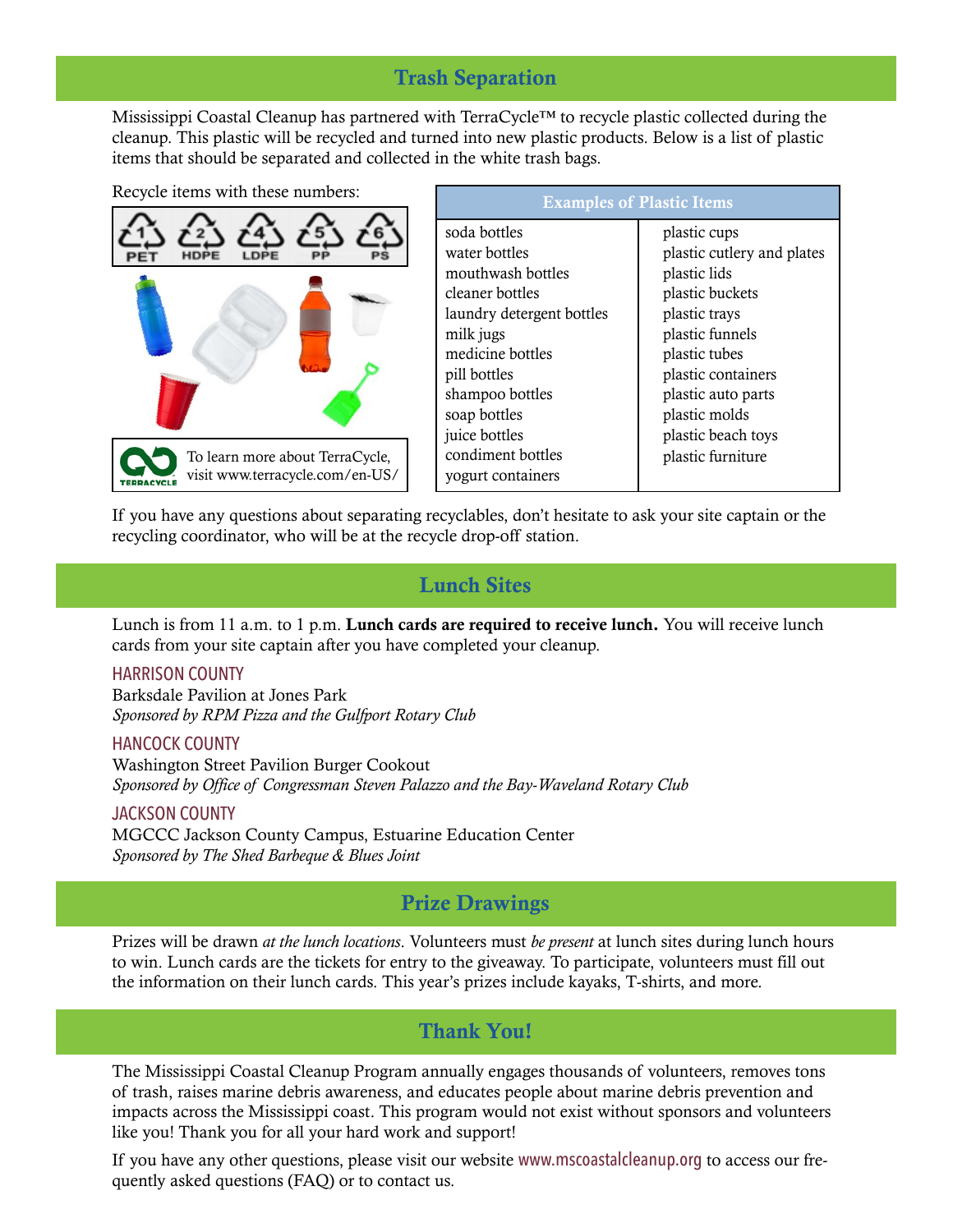## Trash Separation

Mississippi Coastal Cleanup has partnered with TerraCycle™ to recycle plastic collected during the cleanup. This plastic will be recycled and turned into new plastic products. Below is a list of plastic items that should be separated and collected in the white trash bags.

Recycle items with these numbers:

1 PET, 2 HDPE, 4 LDPE, 5 PP, 6 PS

To learn more about TerraCycle, visit www.terracycle.com/en-US/

| Examples of Plastic Items | |
|---|---|
| soda bottles | plastic cups |
| water bottles | plastic cutlery and plates |
| mouthwash bottles | plastic lids |
| cleaner bottles | plastic buckets |
| laundry detergent bottles | plastic trays |
| milk jugs | plastic funnels |
| medicine bottles | plastic tubes |
| pill bottles | plastic containers |
| shampoo bottles | plastic auto parts |
| soap bottles | plastic molds |
| juice bottles | plastic beach toys |
| condiment bottles | plastic furniture |
| yogurt containers | |

If you have any questions about separating recyclables, don't hesitate to ask your site captain or the recycling coordinator, who will be at the recycle drop-off station.

## Lunch Sites

Lunch is from 11 a.m. to 1 p.m. **Lunch cards are required to receive lunch.** You will receive lunch cards from your site captain after you have completed your cleanup.

### HARRISON COUNTY

Barksdale Pavilion at Jones Park
*Sponsored by RPM Pizza and the Gulfport Rotary Club*

### HANCOCK COUNTY

Washington Street Pavilion Burger Cookout
*Sponsored by Office of Congressman Steven Palazzo and the Bay-Waveland Rotary Club*

### JACKSON COUNTY

MGCCC Jackson County Campus, Estuarine Education Center
*Sponsored by The Shed Barbeque & Blues Joint*

## Prize Drawings

Prizes will be drawn *at the lunch locations*. Volunteers must *be present* at lunch sites during lunch hours to win. Lunch cards are the tickets for entry to the giveaway. To participate, volunteers must fill out the information on their lunch cards. This year's prizes include kayaks, T-shirts, and more.

## Thank You!

The Mississippi Coastal Cleanup Program annually engages thousands of volunteers, removes tons of trash, raises marine debris awareness, and educates people about marine debris prevention and impacts across the Mississippi coast. This program would not exist without sponsors and volunteers like you! Thank you for all your hard work and support!

If you have any other questions, please visit our website www.mscoastalcleanup.org to access our frequently asked questions (FAQ) or to contact us.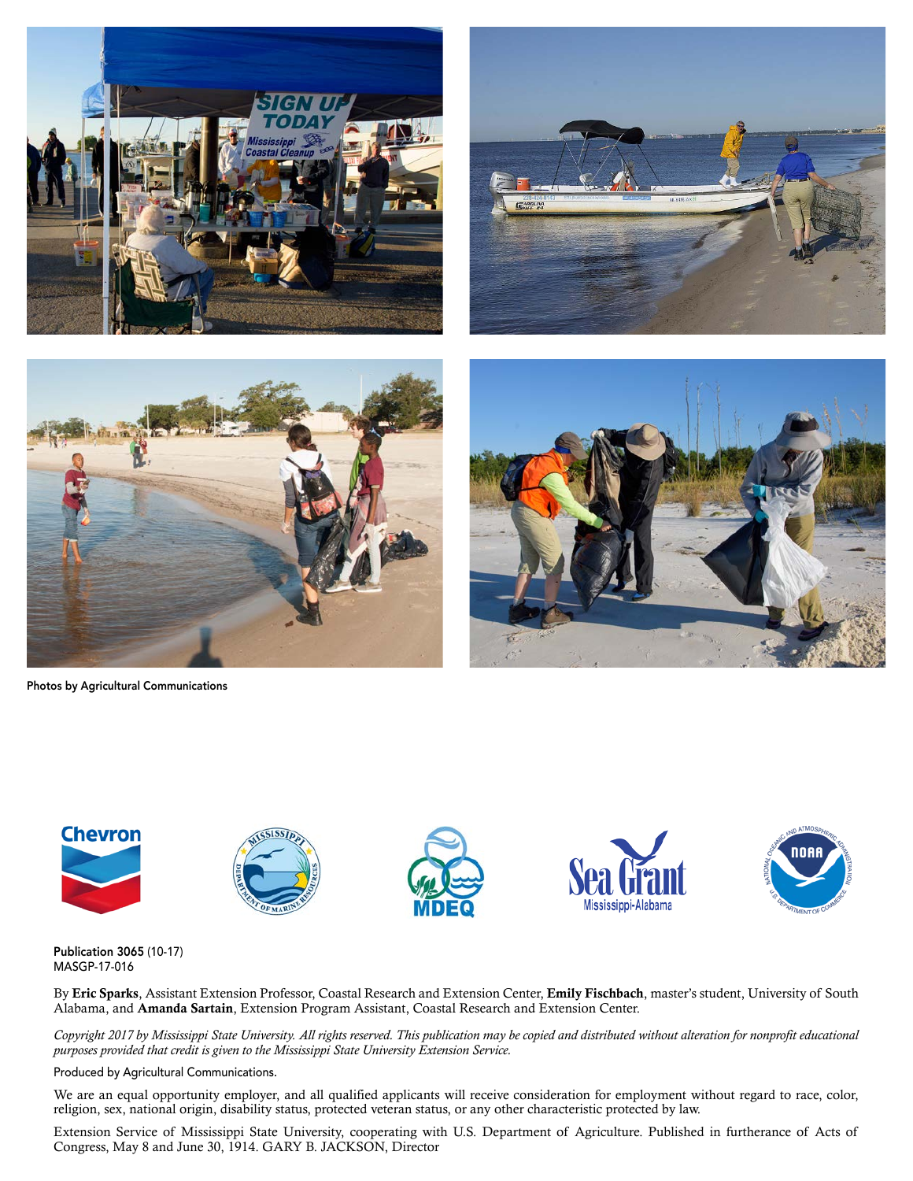Photos by Agricultural Communications

**Publication 3065** (10-17)
MASGP-17-016

By **Eric Sparks**, Assistant Extension Professor, Coastal Research and Extension Center, **Emily Fischbach**, master's student, University of South Alabama, and **Amanda Sartain**, Extension Program Assistant, Coastal Research and Extension Center.

*Copyright 2017 by Mississippi State University. All rights reserved. This publication may be copied and distributed without alteration for nonprofit educational purposes provided that credit is given to the Mississippi State University Extension Service.*

Produced by Agricultural Communications.

We are an equal opportunity employer, and all qualified applicants will receive consideration for employment without regard to race, color, religion, sex, national origin, disability status, protected veteran status, or any other characteristic protected by law.

Extension Service of Mississippi State University, cooperating with U.S. Department of Agriculture. Published in furtherance of Acts of Congress, May 8 and June 30, 1914. GARY B. JACKSON, Director